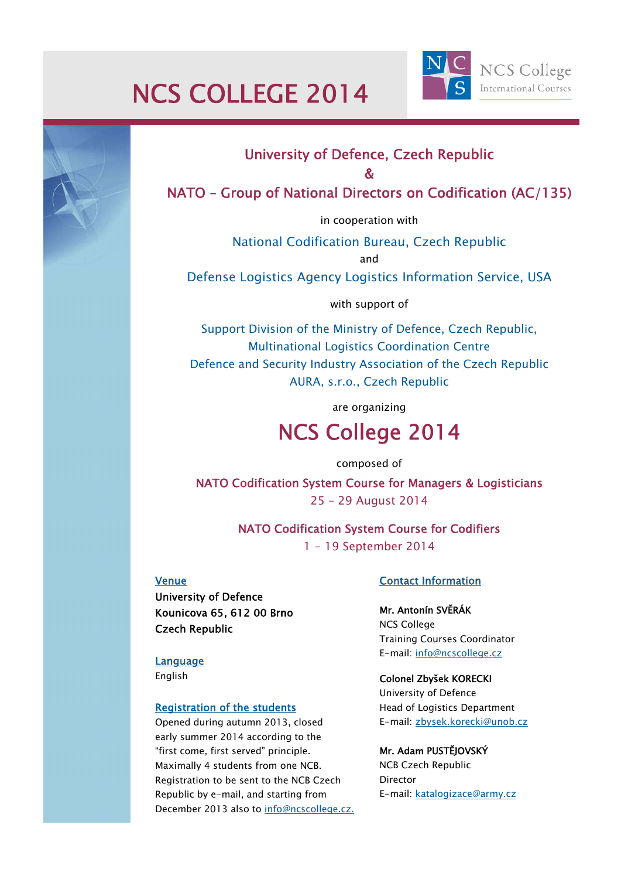# NCS COLLEGE 2014

NCS College International Courses

## University of Defence, Czech Republic

&

## NATO – Group of National Directors on Codification (AC/135)

in cooperation with

National Codification Bureau, Czech Republic

and

Defense Logistics Agency Logistics Information Service, USA

with support of

Support Division of the Ministry of Defence, Czech Republic,
Multinational Logistics Coordination Centre
Defence and Security Industry Association of the Czech Republic
AURA, s.r.o., Czech Republic

are organizing

# NCS College 2014

composed of

**NATO Codification System Course for Managers & Logisticians**
25 – 29 August 2014

**NATO Codification System Course for Codifiers**
1 – 19 September 2014

### Venue

**University of Defence**
**Kounicova 65, 612 00 Brno**
**Czech Republic**

### Language

English

### Registration of the students

Opened during autumn 2013, closed early summer 2014 according to the "first come, first served" principle. Maximally 4 students from one NCB. Registration to be sent to the NCB Czech Republic by e-mail, and starting from December 2013 also to info@ncscollege.cz.

### Contact Information

**Mr. Antonín SVĚRÁK**
NCS College
Training Courses Coordinator
E-mail: info@ncscollege.cz

**Colonel Zbyšek KORECKI**
University of Defence
Head of Logistics Department
E-mail: zbysek.korecki@unob.cz

**Mr. Adam PUSTĚJOVSKÝ**
NCB Czech Republic
Director
E-mail: katalogizace@army.cz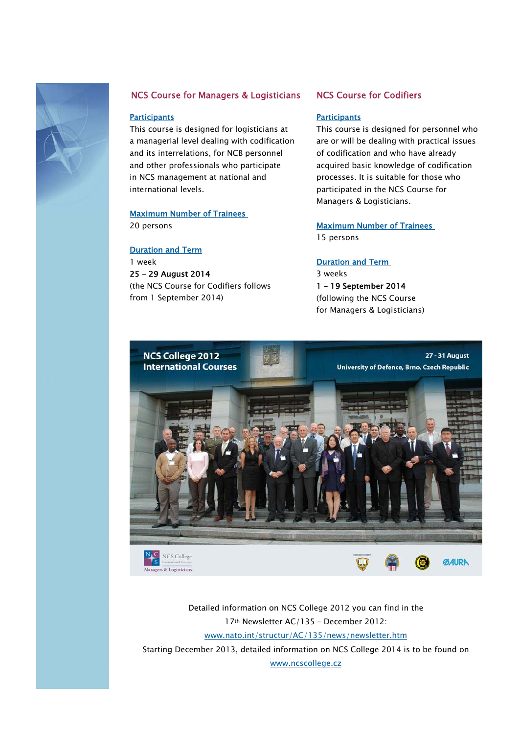## NCS Course for Managers & Logisticians

### Participants

This course is designed for logisticians at a managerial level dealing with codification and its interrelations, for NCB personnel and other professionals who participate in NCS management at national and international levels.

### Maximum Number of Trainees

20 persons

### Duration and Term

1 week

**25 – 29 August 2014**

(the NCS Course for Codifiers follows from 1 September 2014)

## NCS Course for Codifiers

### Participants

This course is designed for personnel who are or will be dealing with practical issues of codification and who have already acquired basic knowledge of codification processes. It is suitable for those who participated in the NCS Course for Managers & Logisticians.

### Maximum Number of Trainees

15 persons

### Duration and Term

3 weeks

**1 – 19 September 2014**

(following the NCS Course for Managers & Logisticians)

Detailed information on NCS College 2012 you can find in the 17th Newsletter AC/135 – December 2012:

www.nato.int/structur/AC/135/news/newsletter.htm

Starting December 2013, detailed information on NCS College 2014 is to be found on

www.ncscollege.cz